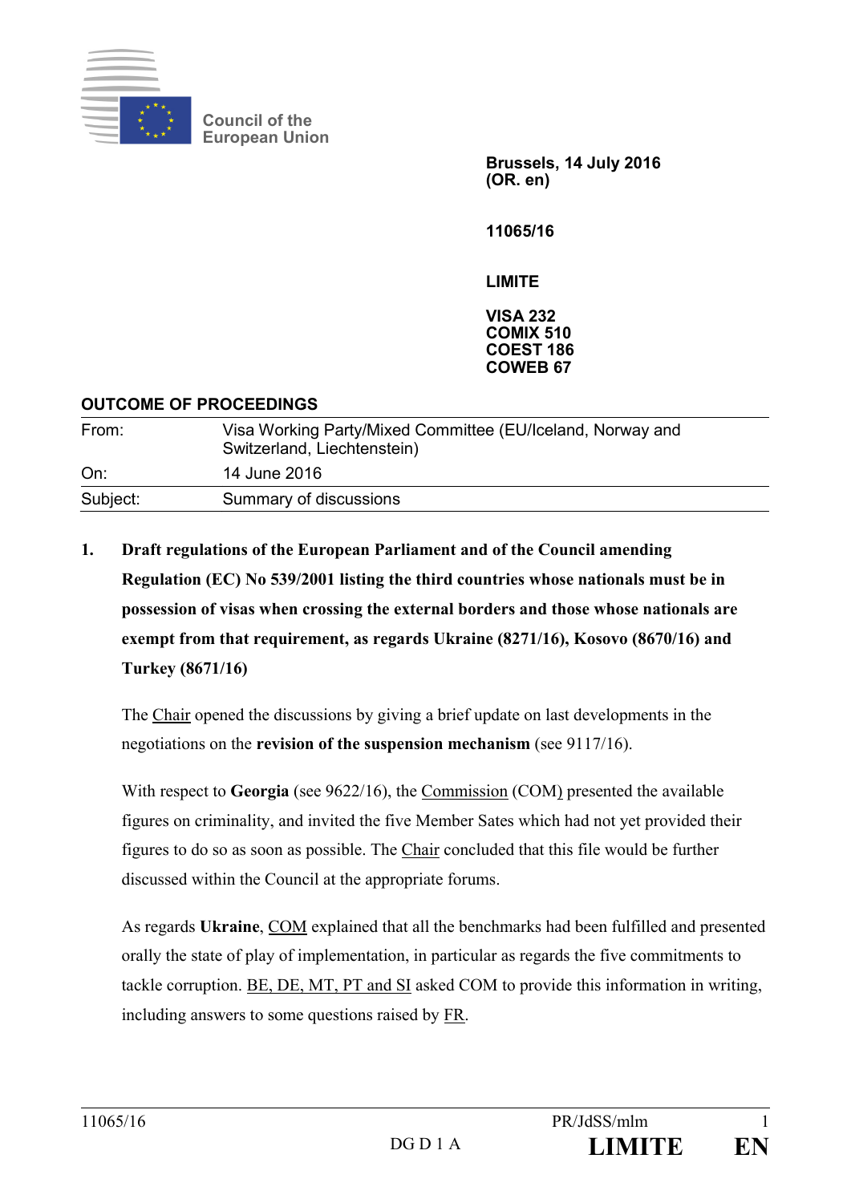Council of the European Union

**Brussels, 14 July 2016**
**(OR. en)**

**11065/16**

**LIMITE**

**VISA 232**
**COMIX 510**
**COEST 186**
**COWEB 67**

## OUTCOME OF PROCEEDINGS

| | |
|---|---|
| From: | Visa Working Party/Mixed Committee (EU/Iceland, Norway and Switzerland, Liechtenstein) |
| On: | 14 June 2016 |
| Subject: | Summary of discussions |

**1. Draft regulations of the European Parliament and of the Council amending Regulation (EC) No 539/2001 listing the third countries whose nationals must be in possession of visas when crossing the external borders and those whose nationals are exempt from that requirement, as regards Ukraine (8271/16), Kosovo (8670/16) and Turkey (8671/16)**

The Chair opened the discussions by giving a brief update on last developments in the negotiations on the **revision of the suspension mechanism** (see 9117/16).

With respect to **Georgia** (see 9622/16), the Commission (COM) presented the available figures on criminality, and invited the five Member Sates which had not yet provided their figures to do so as soon as possible. The Chair concluded that this file would be further discussed within the Council at the appropriate forums.

As regards **Ukraine**, COM explained that all the benchmarks had been fulfilled and presented orally the state of play of implementation, in particular as regards the five commitments to tackle corruption. BE, DE, MT, PT and SI asked COM to provide this information in writing, including answers to some questions raised by FR.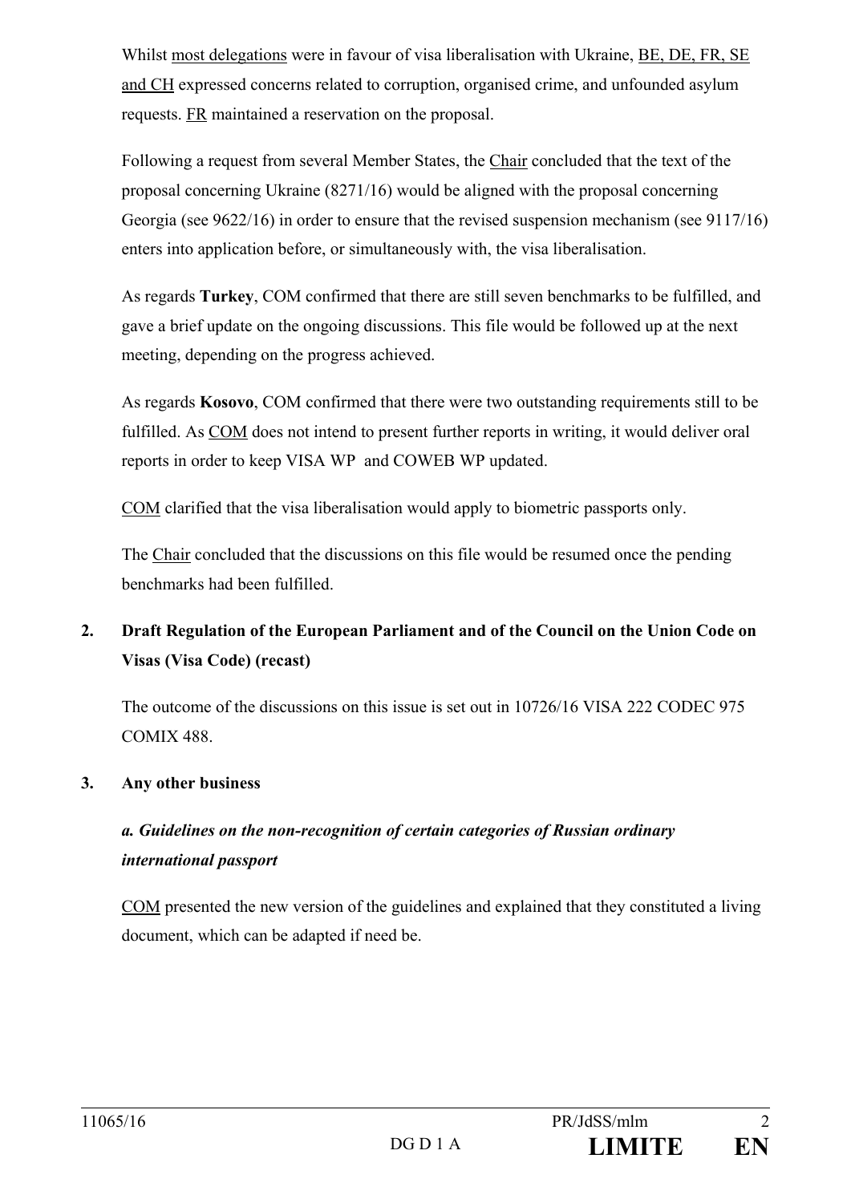Whilst most delegations were in favour of visa liberalisation with Ukraine, BE, DE, FR, SE and CH expressed concerns related to corruption, organised crime, and unfounded asylum requests. FR maintained a reservation on the proposal.

Following a request from several Member States, the Chair concluded that the text of the proposal concerning Ukraine (8271/16) would be aligned with the proposal concerning Georgia (see 9622/16) in order to ensure that the revised suspension mechanism (see 9117/16) enters into application before, or simultaneously with, the visa liberalisation.

As regards **Turkey**, COM confirmed that there are still seven benchmarks to be fulfilled, and gave a brief update on the ongoing discussions. This file would be followed up at the next meeting, depending on the progress achieved.

As regards **Kosovo**, COM confirmed that there were two outstanding requirements still to be fulfilled. As COM does not intend to present further reports in writing, it would deliver oral reports in order to keep VISA WP and COWEB WP updated.

COM clarified that the visa liberalisation would apply to biometric passports only.

The Chair concluded that the discussions on this file would be resumed once the pending benchmarks had been fulfilled.

## 2. Draft Regulation of the European Parliament and of the Council on the Union Code on Visas (Visa Code) (recast)

The outcome of the discussions on this issue is set out in 10726/16 VISA 222 CODEC 975 COMIX 488.

## 3. Any other business

### *a. Guidelines on the non-recognition of certain categories of Russian ordinary international passport*

COM presented the new version of the guidelines and explained that they constituted a living document, which can be adapted if need be.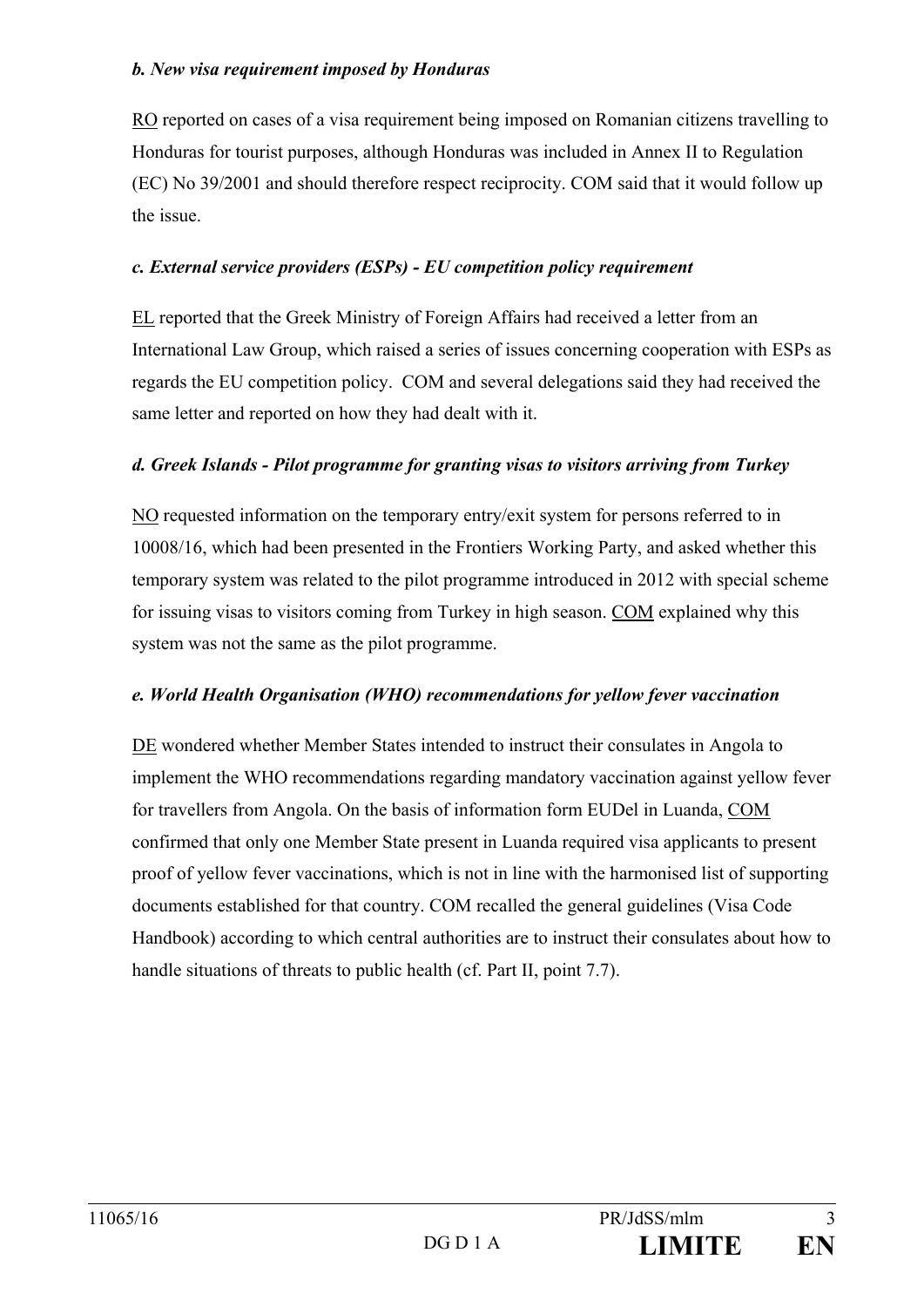*b. New visa requirement imposed by Honduras*

RO reported on cases of a visa requirement being imposed on Romanian citizens travelling to Honduras for tourist purposes, although Honduras was included in Annex II to Regulation (EC) No 39/2001 and should therefore respect reciprocity. COM said that it would follow up the issue.

*c. External service providers (ESPs) - EU competition policy requirement*

EL reported that the Greek Ministry of Foreign Affairs had received a letter from an International Law Group, which raised a series of issues concerning cooperation with ESPs as regards the EU competition policy. COM and several delegations said they had received the same letter and reported on how they had dealt with it.

*d. Greek Islands - Pilot programme for granting visas to visitors arriving from Turkey*

NO requested information on the temporary entry/exit system for persons referred to in 10008/16, which had been presented in the Frontiers Working Party, and asked whether this temporary system was related to the pilot programme introduced in 2012 with special scheme for issuing visas to visitors coming from Turkey in high season. COM explained why this system was not the same as the pilot programme.

*e. World Health Organisation (WHO) recommendations for yellow fever vaccination*

DE wondered whether Member States intended to instruct their consulates in Angola to implement the WHO recommendations regarding mandatory vaccination against yellow fever for travellers from Angola. On the basis of information form EUDel in Luanda, COM confirmed that only one Member State present in Luanda required visa applicants to present proof of yellow fever vaccinations, which is not in line with the harmonised list of supporting documents established for that country. COM recalled the general guidelines (Visa Code Handbook) according to which central authorities are to instruct their consulates about how to handle situations of threats to public health (cf. Part II, point 7.7).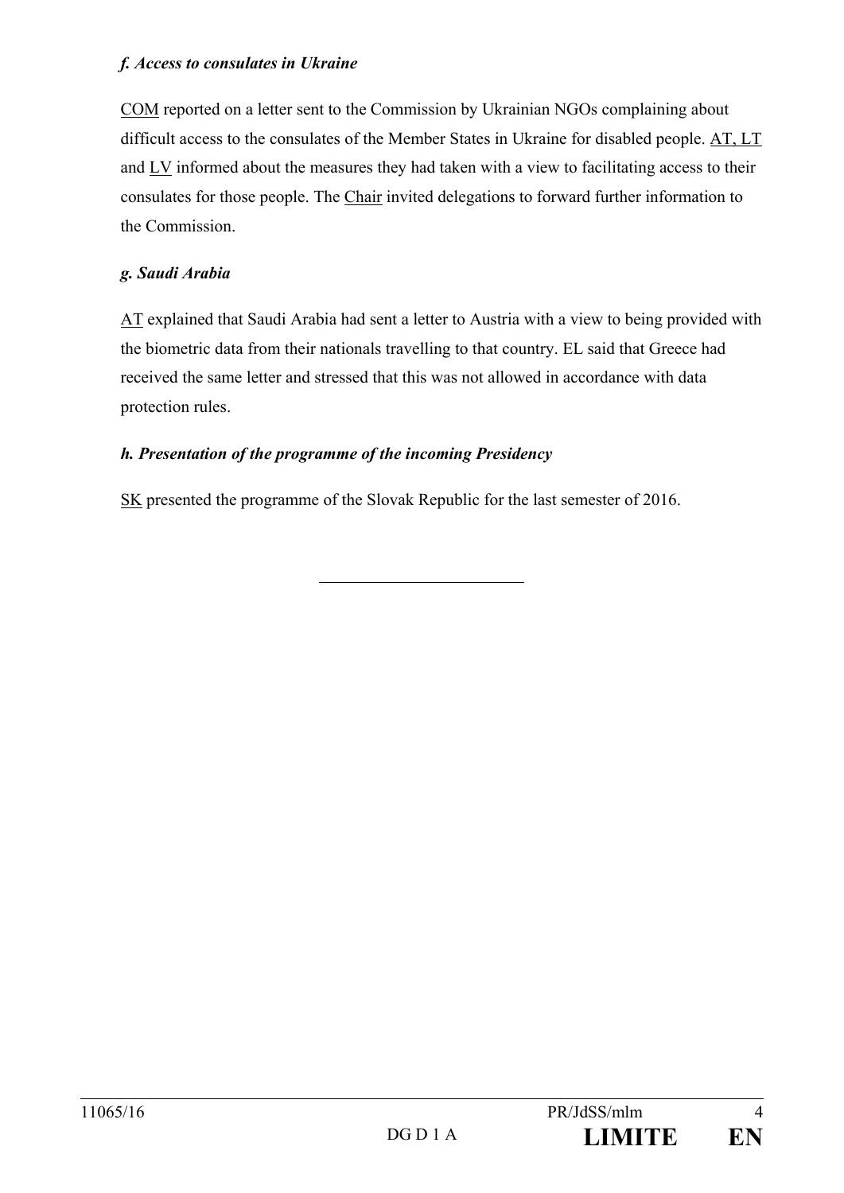***f. Access to consulates in Ukraine***

COM reported on a letter sent to the Commission by Ukrainian NGOs complaining about difficult access to the consulates of the Member States in Ukraine for disabled people. AT, LT and LV informed about the measures they had taken with a view to facilitating access to their consulates for those people. The Chair invited delegations to forward further information to the Commission.

***g. Saudi Arabia***

AT explained that Saudi Arabia had sent a letter to Austria with a view to being provided with the biometric data from their nationals travelling to that country. EL said that Greece had received the same letter and stressed that this was not allowed in accordance with data protection rules.

***h. Presentation of the programme of the incoming Presidency***

SK presented the programme of the Slovak Republic for the last semester of 2016.